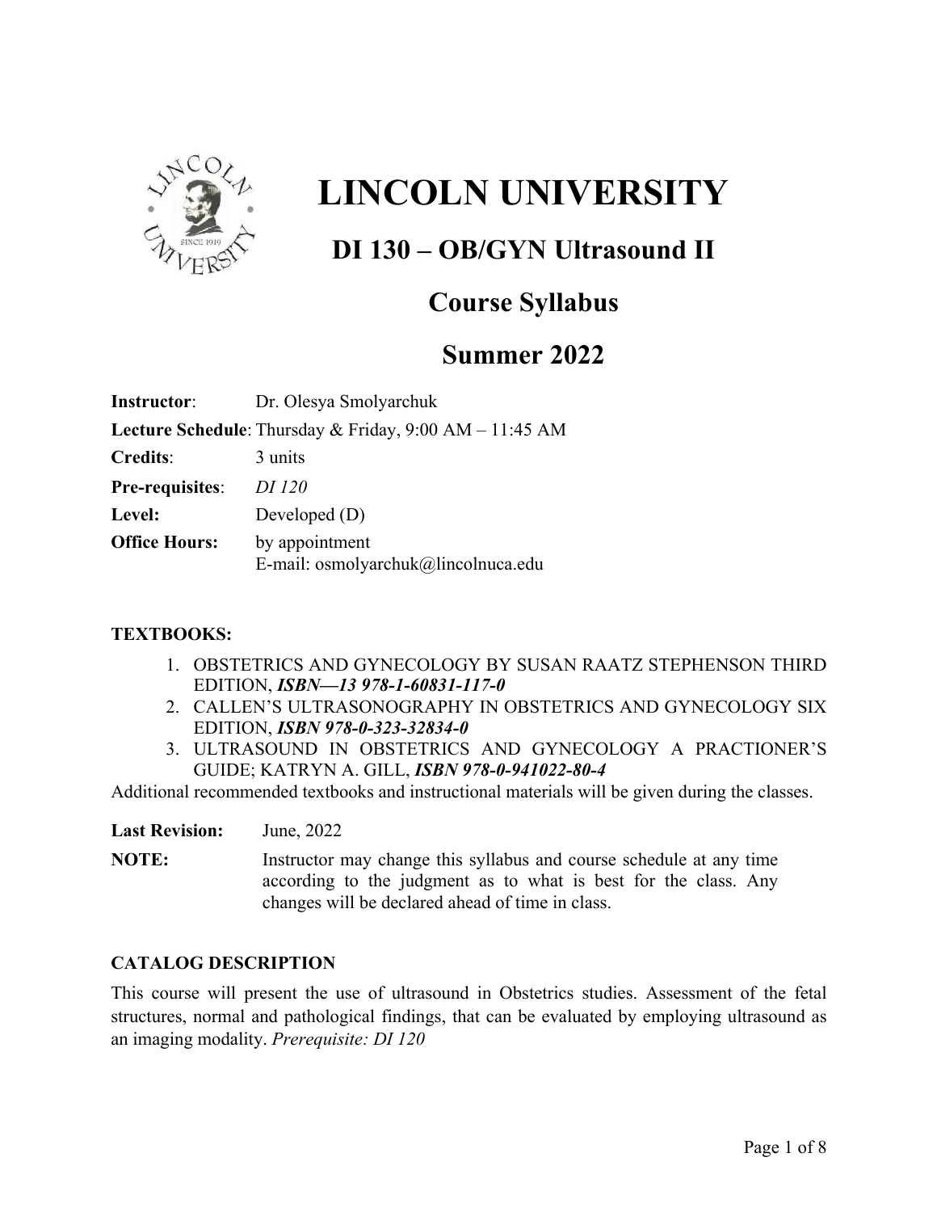# LINCOLN UNIVERSITY

## DI 130 – OB/GYN Ultrasound II

## Course Syllabus

## Summer 2022

**Instructor**: Dr. Olesya Smolyarchuk

**Lecture Schedule**: Thursday & Friday, 9:00 AM – 11:45 AM

**Credits**: 3 units

**Pre-requisites**: *DI 120*

**Level:** Developed (D)

**Office Hours:** by appointment
E-mail: osmolyarchuk@lincolnuca.edu

**TEXTBOOKS:**

1. OBSTETRICS AND GYNECOLOGY BY SUSAN RAATZ STEPHENSON THIRD EDITION, ***ISBN—13 978-1-60831-117-0***
2. CALLEN'S ULTRASONOGRAPHY IN OBSTETRICS AND GYNECOLOGY SIX EDITION, ***ISBN 978-0-323-32834-0***
3. ULTRASOUND IN OBSTETRICS AND GYNECOLOGY A PRACTIONER'S GUIDE; KATRYN A. GILL, ***ISBN 978-0-941022-80-4***

Additional recommended textbooks and instructional materials will be given during the classes.

**Last Revision:** June, 2022

**NOTE:** Instructor may change this syllabus and course schedule at any time according to the judgment as to what is best for the class. Any changes will be declared ahead of time in class.

**CATALOG DESCRIPTION**

This course will present the use of ultrasound in Obstetrics studies. Assessment of the fetal structures, normal and pathological findings, that can be evaluated by employing ultrasound as an imaging modality. *Prerequisite: DI 120*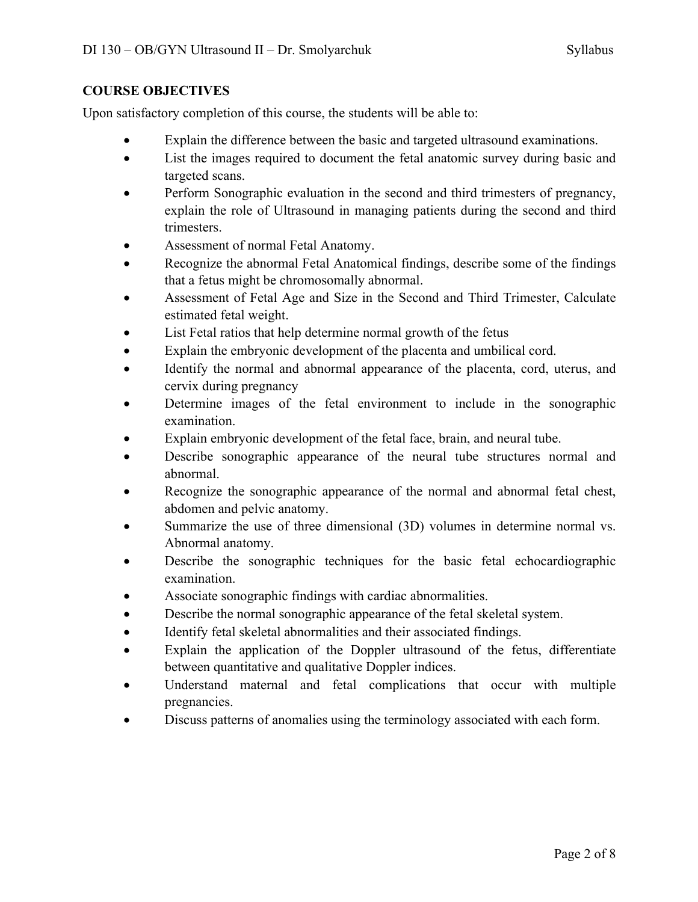## COURSE OBJECTIVES

Upon satisfactory completion of this course, the students will be able to:

- Explain the difference between the basic and targeted ultrasound examinations.
- List the images required to document the fetal anatomic survey during basic and targeted scans.
- Perform Sonographic evaluation in the second and third trimesters of pregnancy, explain the role of Ultrasound in managing patients during the second and third trimesters.
- Assessment of normal Fetal Anatomy.
- Recognize the abnormal Fetal Anatomical findings, describe some of the findings that a fetus might be chromosomally abnormal.
- Assessment of Fetal Age and Size in the Second and Third Trimester, Calculate estimated fetal weight.
- List Fetal ratios that help determine normal growth of the fetus
- Explain the embryonic development of the placenta and umbilical cord.
- Identify the normal and abnormal appearance of the placenta, cord, uterus, and cervix during pregnancy
- Determine images of the fetal environment to include in the sonographic examination.
- Explain embryonic development of the fetal face, brain, and neural tube.
- Describe sonographic appearance of the neural tube structures normal and abnormal.
- Recognize the sonographic appearance of the normal and abnormal fetal chest, abdomen and pelvic anatomy.
- Summarize the use of three dimensional (3D) volumes in determine normal vs. Abnormal anatomy.
- Describe the sonographic techniques for the basic fetal echocardiographic examination.
- Associate sonographic findings with cardiac abnormalities.
- Describe the normal sonographic appearance of the fetal skeletal system.
- Identify fetal skeletal abnormalities and their associated findings.
- Explain the application of the Doppler ultrasound of the fetus, differentiate between quantitative and qualitative Doppler indices.
- Understand maternal and fetal complications that occur with multiple pregnancies.
- Discuss patterns of anomalies using the terminology associated with each form.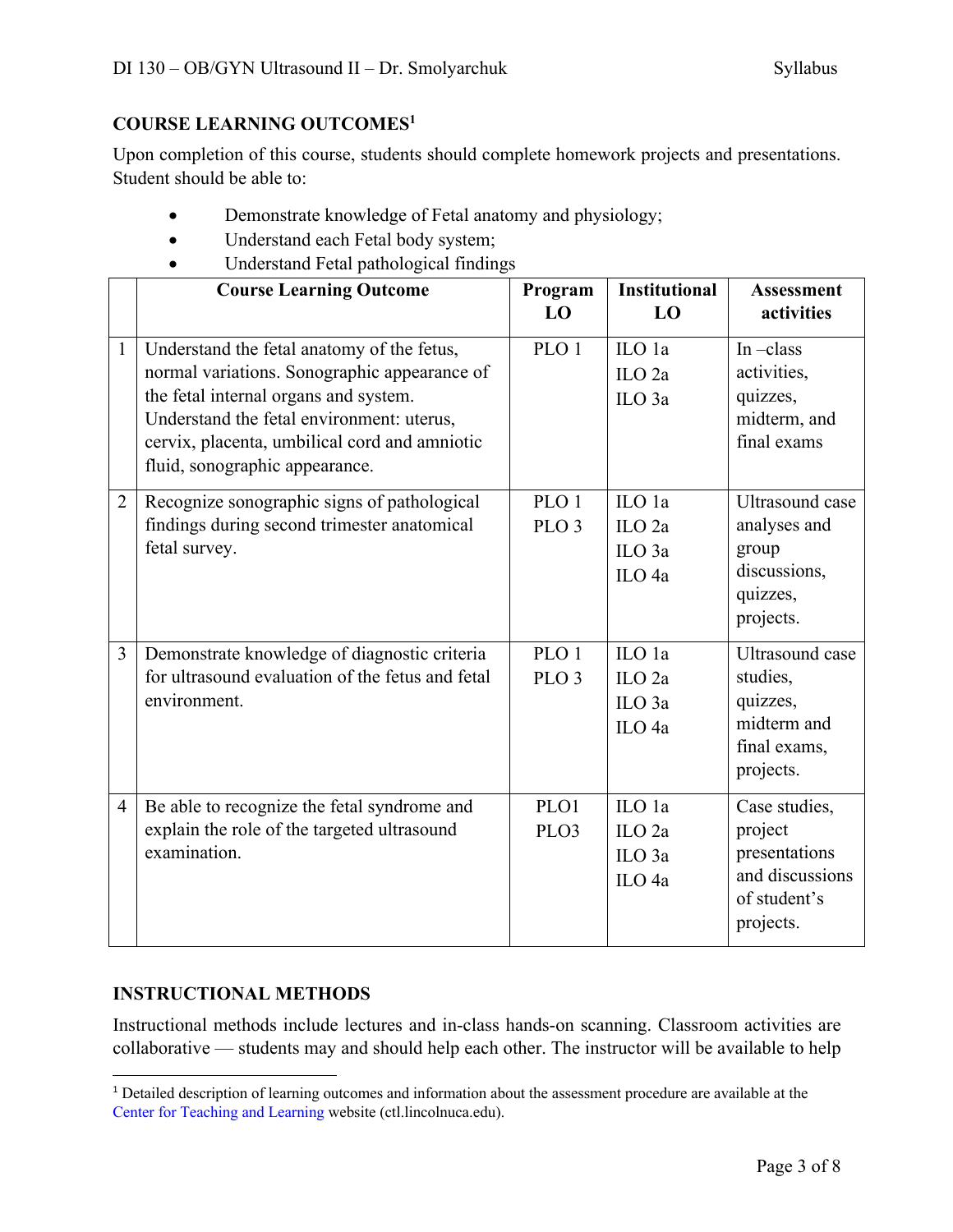## COURSE LEARNING OUTCOMES[1]

Upon completion of this course, students should complete homework projects and presentations. Student should be able to:

- Demonstrate knowledge of Fetal anatomy and physiology;
- Understand each Fetal body system;
- Understand Fetal pathological findings

| | Course Learning Outcome | Program LO | Institutional LO | Assessment activities |
|---|---|---|---|---|
| 1 | Understand the fetal anatomy of the fetus, normal variations. Sonographic appearance of the fetal internal organs and system. Understand the fetal environment: uterus, cervix, placenta, umbilical cord and amniotic fluid, sonographic appearance. | PLO 1 | ILO 1a<br>ILO 2a<br>ILO 3a | In –class activities, quizzes, midterm, and final exams |
| 2 | Recognize sonographic signs of pathological findings during second trimester anatomical fetal survey. | PLO 1<br>PLO 3 | ILO 1a<br>ILO 2a<br>ILO 3a<br>ILO 4a | Ultrasound case analyses and group discussions, quizzes, projects. |
| 3 | Demonstrate knowledge of diagnostic criteria for ultrasound evaluation of the fetus and fetal environment. | PLO 1<br>PLO 3 | ILO 1a<br>ILO 2a<br>ILO 3a<br>ILO 4a | Ultrasound case studies, quizzes, midterm and final exams, projects. |
| 4 | Be able to recognize the fetal syndrome and explain the role of the targeted ultrasound examination. | PLO1<br>PLO3 | ILO 1a<br>ILO 2a<br>ILO 3a<br>ILO 4a | Case studies, project presentations and discussions of student's projects. |

## INSTRUCTIONAL METHODS

Instructional methods include lectures and in-class hands-on scanning. Classroom activities are collaborative — students may and should help each other. The instructor will be available to help

[1] Detailed description of learning outcomes and information about the assessment procedure are available at the Center for Teaching and Learning website (ctl.lincolnuca.edu).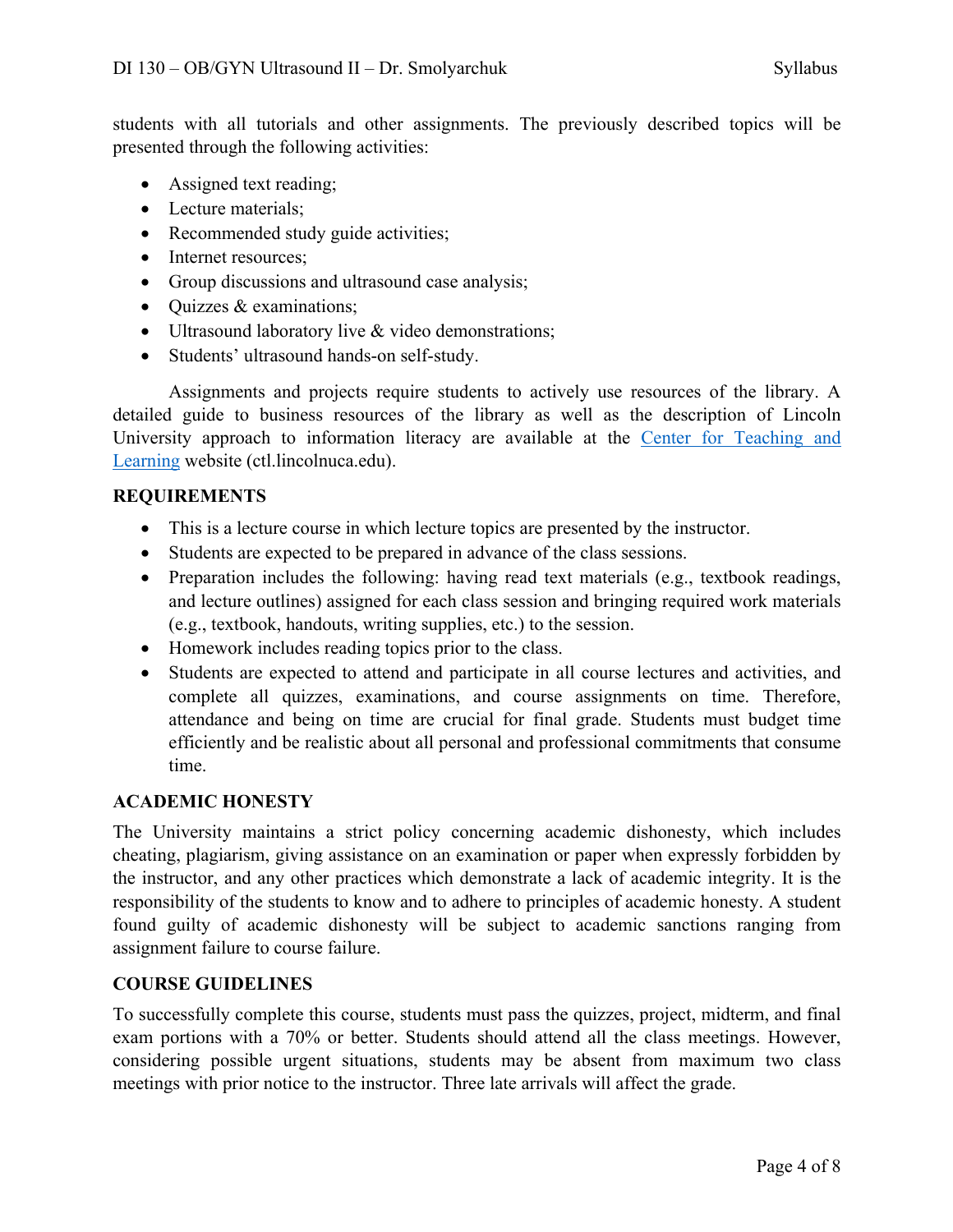students with all tutorials and other assignments. The previously described topics will be presented through the following activities:

- Assigned text reading;
- Lecture materials;
- Recommended study guide activities;
- Internet resources;
- Group discussions and ultrasound case analysis;
- Quizzes & examinations;
- Ultrasound laboratory live & video demonstrations;
- Students' ultrasound hands-on self-study.

Assignments and projects require students to actively use resources of the library. A detailed guide to business resources of the library as well as the description of Lincoln University approach to information literacy are available at the [Center for Teaching and Learning](ctl.lincolnuca.edu) website (ctl.lincolnuca.edu).

## REQUIREMENTS

- This is a lecture course in which lecture topics are presented by the instructor.
- Students are expected to be prepared in advance of the class sessions.
- Preparation includes the following: having read text materials (e.g., textbook readings, and lecture outlines) assigned for each class session and bringing required work materials (e.g., textbook, handouts, writing supplies, etc.) to the session.
- Homework includes reading topics prior to the class.
- Students are expected to attend and participate in all course lectures and activities, and complete all quizzes, examinations, and course assignments on time. Therefore, attendance and being on time are crucial for final grade. Students must budget time efficiently and be realistic about all personal and professional commitments that consume time.

## ACADEMIC HONESTY

The University maintains a strict policy concerning academic dishonesty, which includes cheating, plagiarism, giving assistance on an examination or paper when expressly forbidden by the instructor, and any other practices which demonstrate a lack of academic integrity. It is the responsibility of the students to know and to adhere to principles of academic honesty. A student found guilty of academic dishonesty will be subject to academic sanctions ranging from assignment failure to course failure.

## COURSE GUIDELINES

To successfully complete this course, students must pass the quizzes, project, midterm, and final exam portions with a 70% or better. Students should attend all the class meetings. However, considering possible urgent situations, students may be absent from maximum two class meetings with prior notice to the instructor. Three late arrivals will affect the grade.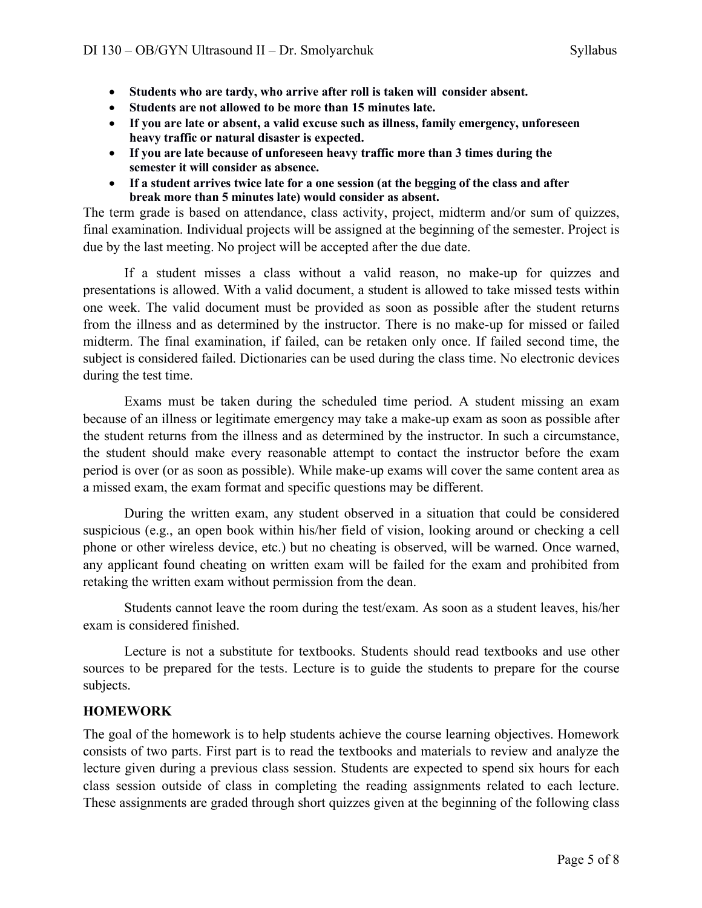- **Students who are tardy, who arrive after roll is taken will consider absent.**
- **Students are not allowed to be more than 15 minutes late.**
- **If you are late or absent, a valid excuse such as illness, family emergency, unforeseen heavy traffic or natural disaster is expected.**
- **If you are late because of unforeseen heavy traffic more than 3 times during the semester it will consider as absence.**
- **If a student arrives twice late for a one session (at the begging of the class and after break more than 5 minutes late) would consider as absent.**

The term grade is based on attendance, class activity, project, midterm and/or sum of quizzes, final examination. Individual projects will be assigned at the beginning of the semester. Project is due by the last meeting. No project will be accepted after the due date.

If a student misses a class without a valid reason, no make-up for quizzes and presentations is allowed. With a valid document, a student is allowed to take missed tests within one week. The valid document must be provided as soon as possible after the student returns from the illness and as determined by the instructor. There is no make-up for missed or failed midterm. The final examination, if failed, can be retaken only once. If failed second time, the subject is considered failed. Dictionaries can be used during the class time. No electronic devices during the test time.

Exams must be taken during the scheduled time period. A student missing an exam because of an illness or legitimate emergency may take a make-up exam as soon as possible after the student returns from the illness and as determined by the instructor. In such a circumstance, the student should make every reasonable attempt to contact the instructor before the exam period is over (or as soon as possible). While make-up exams will cover the same content area as a missed exam, the exam format and specific questions may be different.

During the written exam, any student observed in a situation that could be considered suspicious (e.g., an open book within his/her field of vision, looking around or checking a cell phone or other wireless device, etc.) but no cheating is observed, will be warned. Once warned, any applicant found cheating on written exam will be failed for the exam and prohibited from retaking the written exam without permission from the dean.

Students cannot leave the room during the test/exam. As soon as a student leaves, his/her exam is considered finished.

Lecture is not a substitute for textbooks. Students should read textbooks and use other sources to be prepared for the tests. Lecture is to guide the students to prepare for the course subjects.

## HOMEWORK

The goal of the homework is to help students achieve the course learning objectives. Homework consists of two parts. First part is to read the textbooks and materials to review and analyze the lecture given during a previous class session. Students are expected to spend six hours for each class session outside of class in completing the reading assignments related to each lecture. These assignments are graded through short quizzes given at the beginning of the following class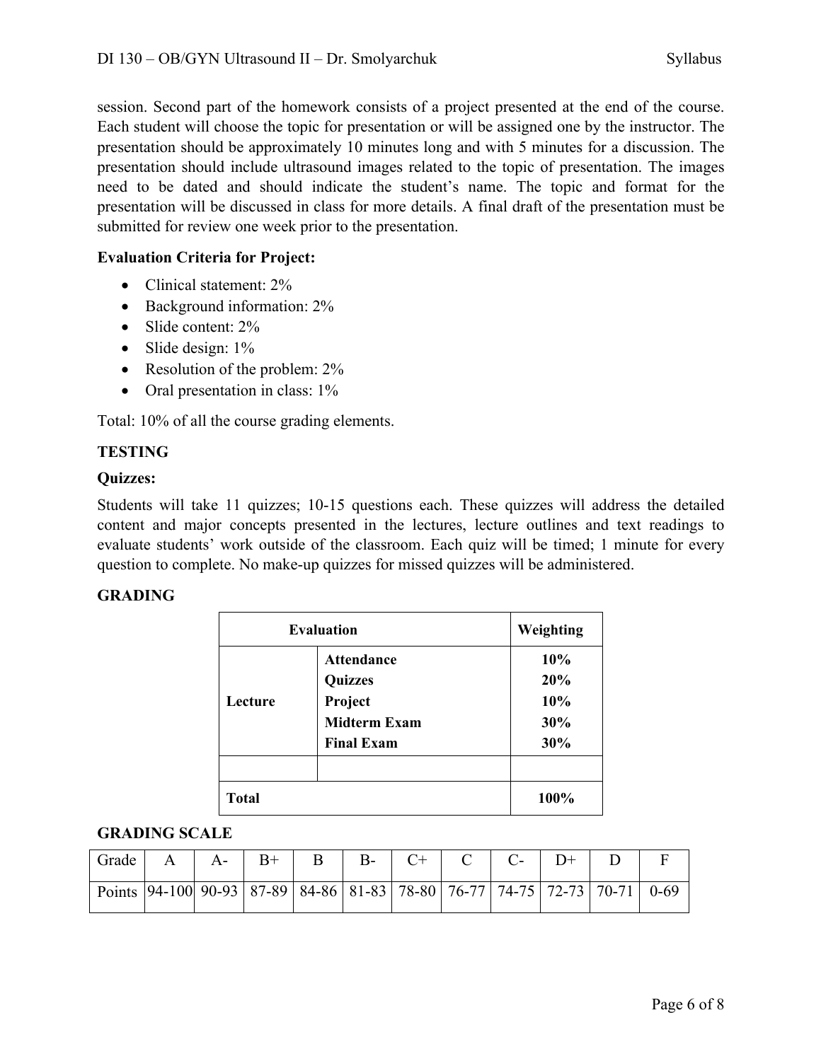session. Second part of the homework consists of a project presented at the end of the course. Each student will choose the topic for presentation or will be assigned one by the instructor. The presentation should be approximately 10 minutes long and with 5 minutes for a discussion. The presentation should include ultrasound images related to the topic of presentation. The images need to be dated and should indicate the student's name. The topic and format for the presentation will be discussed in class for more details. A final draft of the presentation must be submitted for review one week prior to the presentation.

**Evaluation Criteria for Project:**

- Clinical statement: 2%
- Background information: 2%
- Slide content: 2%
- Slide design: 1%
- Resolution of the problem: 2%
- Oral presentation in class: 1%

Total: 10% of all the course grading elements.

**TESTING**

**Quizzes:**

Students will take 11 quizzes; 10-15 questions each. These quizzes will address the detailed content and major concepts presented in the lectures, lecture outlines and text readings to evaluate students' work outside of the classroom. Each quiz will be timed; 1 minute for every question to complete. No make-up quizzes for missed quizzes will be administered.

**GRADING**

| Evaluation | | Weighting |
|---|---|---|
| Lecture | **Attendance** | **10%** |
| | **Quizzes** | **20%** |
| | **Project** | **10%** |
| | **Midterm Exam** | **30%** |
| | **Final Exam** | **30%** |
| | | |
| **Total** | | **100%** |

**GRADING SCALE**

| Grade | A | A- | B+ | B | B- | C+ | C | C- | D+ | D | F |
|---|---|---|---|---|---|---|---|---|---|---|---|
| Points | 94-100 | 90-93 | 87-89 | 84-86 | 81-83 | 78-80 | 76-77 | 74-75 | 72-73 | 70-71 | 0-69 |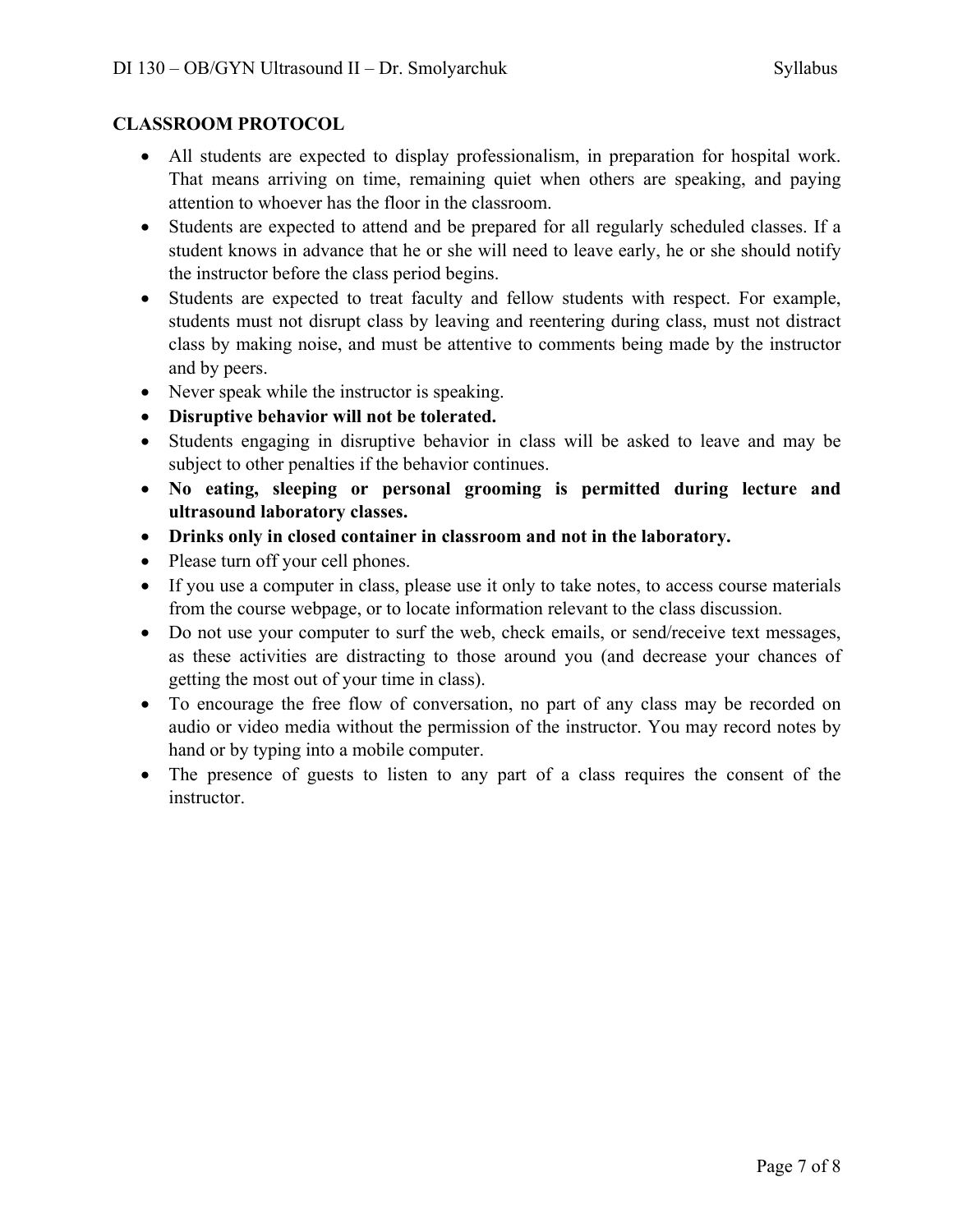## CLASSROOM PROTOCOL

- All students are expected to display professionalism, in preparation for hospital work. That means arriving on time, remaining quiet when others are speaking, and paying attention to whoever has the floor in the classroom.
- Students are expected to attend and be prepared for all regularly scheduled classes. If a student knows in advance that he or she will need to leave early, he or she should notify the instructor before the class period begins.
- Students are expected to treat faculty and fellow students with respect. For example, students must not disrupt class by leaving and reentering during class, must not distract class by making noise, and must be attentive to comments being made by the instructor and by peers.
- Never speak while the instructor is speaking.
- **Disruptive behavior will not be tolerated.**
- Students engaging in disruptive behavior in class will be asked to leave and may be subject to other penalties if the behavior continues.
- **No eating, sleeping or personal grooming is permitted during lecture and ultrasound laboratory classes.**
- **Drinks only in closed container in classroom and not in the laboratory.**
- Please turn off your cell phones.
- If you use a computer in class, please use it only to take notes, to access course materials from the course webpage, or to locate information relevant to the class discussion.
- Do not use your computer to surf the web, check emails, or send/receive text messages, as these activities are distracting to those around you (and decrease your chances of getting the most out of your time in class).
- To encourage the free flow of conversation, no part of any class may be recorded on audio or video media without the permission of the instructor. You may record notes by hand or by typing into a mobile computer.
- The presence of guests to listen to any part of a class requires the consent of the instructor.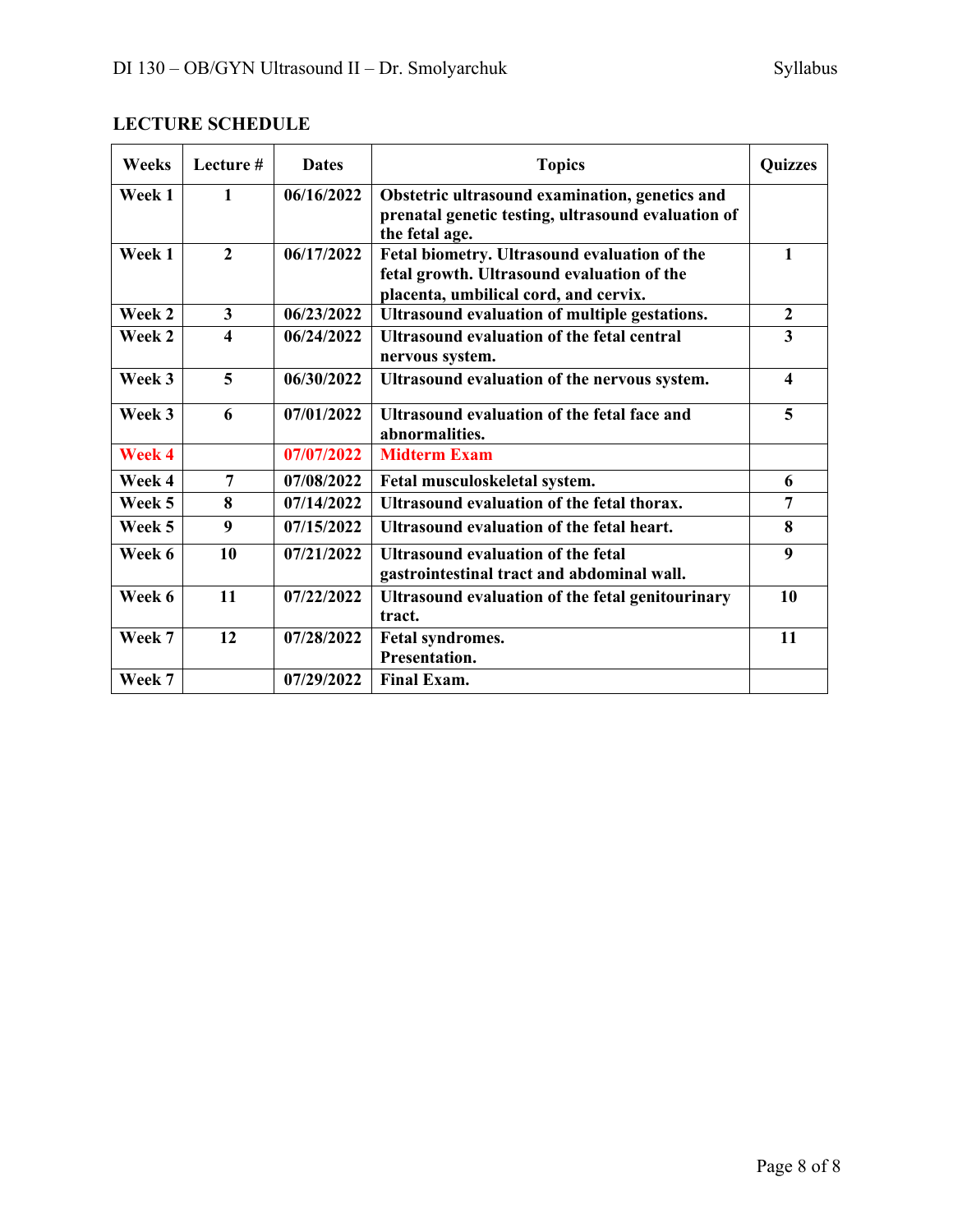**LECTURE SCHEDULE**

| Weeks | Lecture # | Dates | Topics | Quizzes |
|---|---|---|---|---|
| **Week 1** | **1** | **06/16/2022** | **Obstetric ultrasound examination, genetics and prenatal genetic testing, ultrasound evaluation of the fetal age.** | |
| **Week 1** | **2** | **06/17/2022** | **Fetal biometry. Ultrasound evaluation of the fetal growth. Ultrasound evaluation of the placenta, umbilical cord, and cervix.** | **1** |
| **Week 2** | **3** | **06/23/2022** | **Ultrasound evaluation of multiple gestations.** | **2** |
| **Week 2** | **4** | **06/24/2022** | **Ultrasound evaluation of the fetal central nervous system.** | **3** |
| **Week 3** | **5** | **06/30/2022** | **Ultrasound evaluation of the nervous system.** | **4** |
| **Week 3** | **6** | **07/01/2022** | **Ultrasound evaluation of the fetal face and abnormalities.** | **5** |
| **Week 4** | | **07/07/2022** | **Midterm Exam** | |
| **Week 4** | **7** | **07/08/2022** | **Fetal musculoskeletal system.** | **6** |
| **Week 5** | **8** | **07/14/2022** | **Ultrasound evaluation of the fetal thorax.** | **7** |
| **Week 5** | **9** | **07/15/2022** | **Ultrasound evaluation of the fetal heart.** | **8** |
| **Week 6** | **10** | **07/21/2022** | **Ultrasound evaluation of the fetal gastrointestinal tract and abdominal wall.** | **9** |
| **Week 6** | **11** | **07/22/2022** | **Ultrasound evaluation of the fetal genitourinary tract.** | **10** |
| **Week 7** | **12** | **07/28/2022** | **Fetal syndromes. Presentation.** | **11** |
| **Week 7** | | **07/29/2022** | **Final Exam.** | |